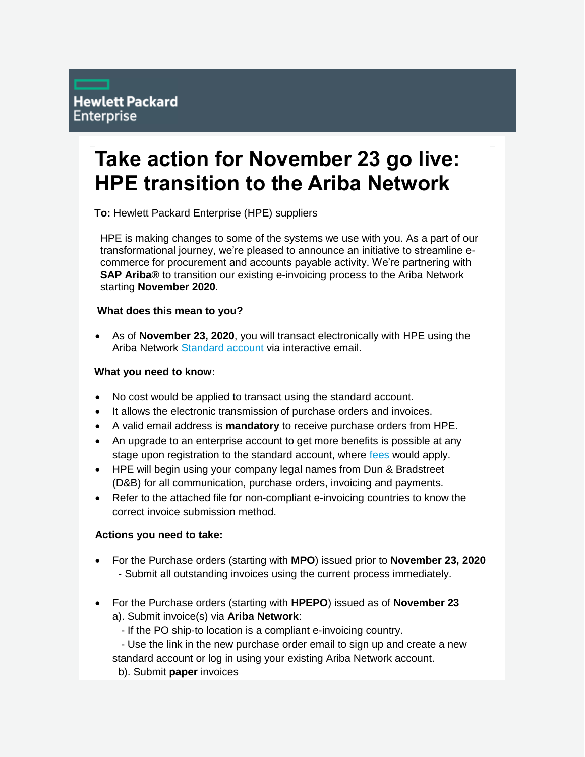Hewlett Packard Enterprise

# Take action for November 23 go live: HPE transition to the Ariba Network

**To:** Hewlett Packard Enterprise (HPE) suppliers

HPE is making changes to some of the systems we use with you. As a part of our transformational journey, we're pleased to announce an initiative to streamline e-commerce for procurement and accounts payable activity. We're partnering with **SAP Ariba®** to transition our existing e-invoicing process to the Ariba Network starting **November 2020**.

**What does this mean to you?**

- As of **November 23, 2020**, you will transact electronically with HPE using the Ariba Network Standard account via interactive email.

**What you need to know:**

- No cost would be applied to transact using the standard account.
- It allows the electronic transmission of purchase orders and invoices.
- A valid email address is **mandatory** to receive purchase orders from HPE.
- An upgrade to an enterprise account to get more benefits is possible at any stage upon registration to the standard account, where fees would apply.
- HPE will begin using your company legal names from Dun & Bradstreet (D&B) for all communication, purchase orders, invoicing and payments.
- Refer to the attached file for non-compliant e-invoicing countries to know the correct invoice submission method.

**Actions you need to take:**

- For the Purchase orders (starting with **MPO**) issued prior to **November 23, 2020**
  - Submit all outstanding invoices using the current process immediately.

- For the Purchase orders (starting with **HPEPO**) issued as of **November 23**
  a). Submit invoice(s) via **Ariba Network**:
    - If the PO ship-to location is a compliant e-invoicing country.
    - Use the link in the new purchase order email to sign up and create a new standard account or log in using your existing Ariba Network account.
  b). Submit **paper** invoices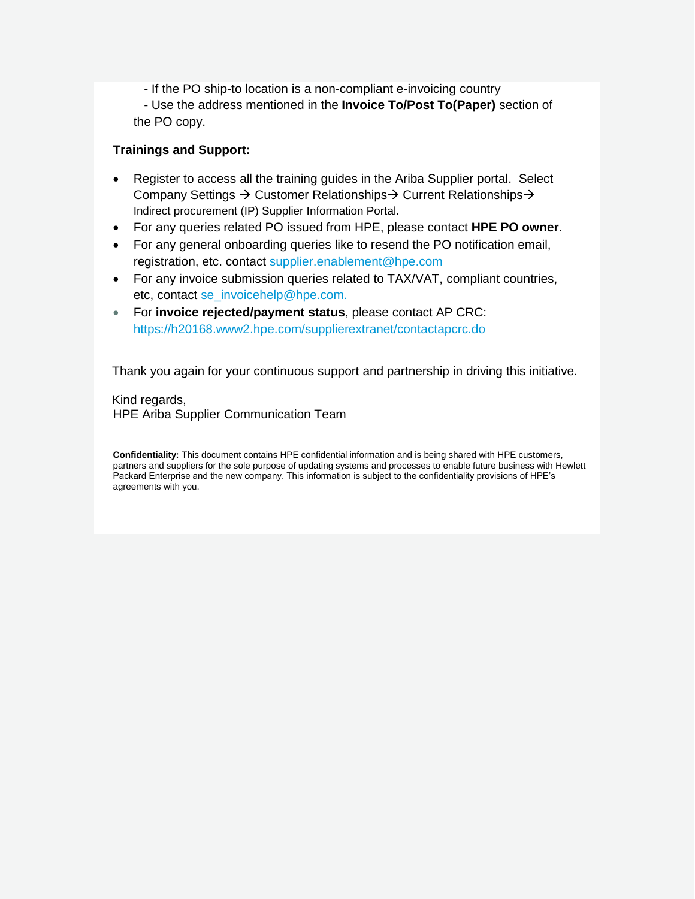- If the PO ship-to location is a non-compliant e-invoicing country
- Use the address mentioned in the **Invoice To/Post To(Paper)** section of the PO copy.

**Trainings and Support:**

- Register to access all the training guides in the Ariba Supplier portal. Select Company Settings → Customer Relationships→ Current Relationships→ Indirect procurement (IP) Supplier Information Portal.
- For any queries related PO issued from HPE, please contact **HPE PO owner**.
- For any general onboarding queries like to resend the PO notification email, registration, etc. contact supplier.enablement@hpe.com
- For any invoice submission queries related to TAX/VAT, compliant countries, etc, contact se_invoicehelp@hpe.com.
- For **invoice rejected/payment status**, please contact AP CRC: https://h20168.www2.hpe.com/supplierextranet/contactapcrc.do

Thank you again for your continuous support and partnership in driving this initiative.

Kind regards,
HPE Ariba Supplier Communication Team

**Confidentiality:** This document contains HPE confidential information and is being shared with HPE customers, partners and suppliers for the sole purpose of updating systems and processes to enable future business with Hewlett Packard Enterprise and the new company. This information is subject to the confidentiality provisions of HPE's agreements with you.